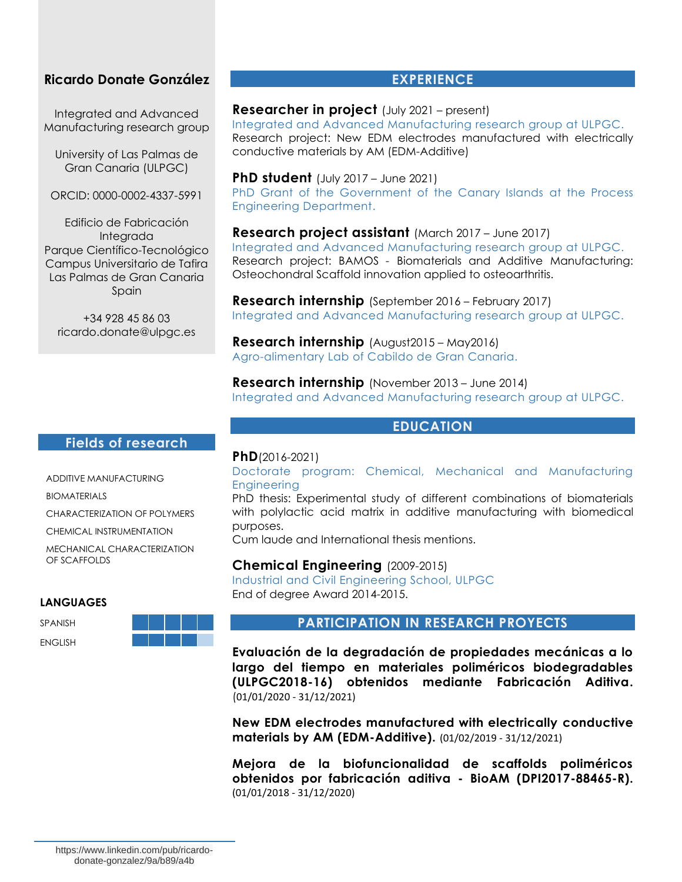# Ricardo Donate González

Integrated and Advanced Manufacturing research group

University of Las Palmas de Gran Canaria (ULPGC)

ORCID: 0000-0002-4337-5991

Edificio de Fabricación Integrada
Parque Científico-Tecnológico
Campus Universitario de Tafira
Las Palmas de Gran Canaria
Spain

+34 928 45 86 03
ricardo.donate@ulpgc.es

## Fields of research

- ADDITIVE MANUFACTURING
- BIOMATERIALS
- CHARACTERIZATION OF POLYMERS
- CHEMICAL INSTRUMENTATION
- MECHANICAL CHARACTERIZATION OF SCAFFOLDS

### LANGUAGES

- SPANISH
- ENGLISH

## EXPERIENCE

**Researcher in project** (July 2021 – present)
Integrated and Advanced Manufacturing research group at ULPGC.
Research project: New EDM electrodes manufactured with electrically conductive materials by AM (EDM-Additive)

**PhD student** (July 2017 – June 2021)
PhD Grant of the Government of the Canary Islands at the Process Engineering Department.

**Research project assistant** (March 2017 – June 2017)
Integrated and Advanced Manufacturing research group at ULPGC.
Research project: BAMOS - Biomaterials and Additive Manufacturing: Osteochondral Scaffold innovation applied to osteoarthritis.

**Research internship** (September 2016 – February 2017)
Integrated and Advanced Manufacturing research group at ULPGC.

**Research internship** (August2015 – May2016)
Agro-alimentary Lab of Cabildo de Gran Canaria.

**Research internship** (November 2013 – June 2014)
Integrated and Advanced Manufacturing research group at ULPGC.

## EDUCATION

**PhD**(2016-2021)
Doctorate program: Chemical, Mechanical and Manufacturing Engineering
PhD thesis: Experimental study of different combinations of biomaterials with polylactic acid matrix in additive manufacturing with biomedical purposes.
Cum laude and International thesis mentions.

**Chemical Engineering** (2009-2015)
Industrial and Civil Engineering School, ULPGC
End of degree Award 2014-2015.

## PARTICIPATION IN RESEARCH PROYECTS

**Evaluación de la degradación de propiedades mecánicas a lo largo del tiempo en materiales poliméricos biodegradables (ULPGC2018-16) obtenidos mediante Fabricación Aditiva.** (01/01/2020 - 31/12/2021)

**New EDM electrodes manufactured with electrically conductive materials by AM (EDM-Additive).** (01/02/2019 - 31/12/2021)

**Mejora de la biofuncionalidad de scaffolds poliméricos obtenidos por fabricación aditiva - BioAM (DPI2017-88465-R).** (01/01/2018 - 31/12/2020)

https://www.linkedin.com/pub/ricardo-donate-gonzalez/9a/b89/a4b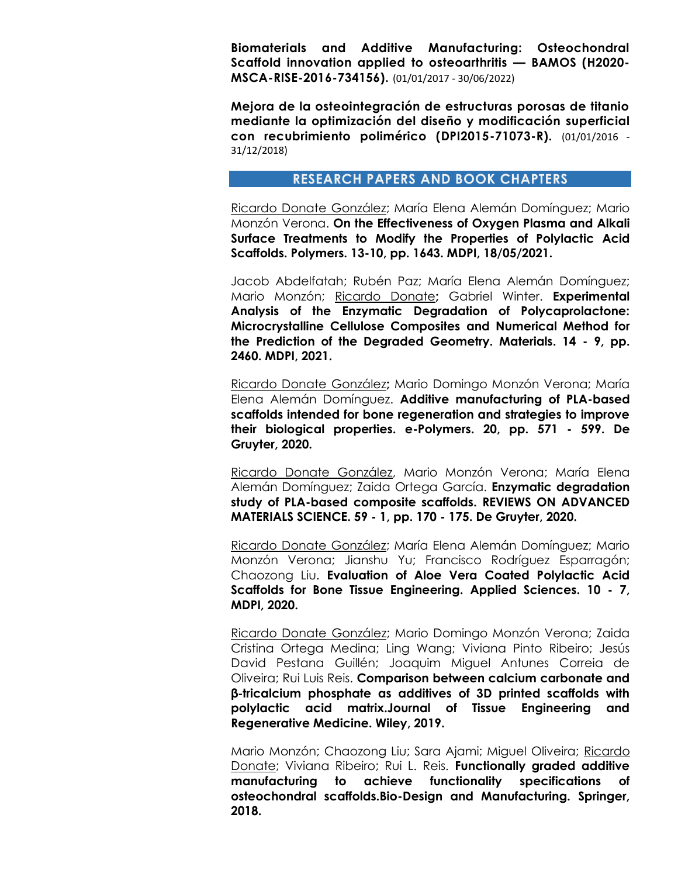**Biomaterials and Additive Manufacturing: Osteochondral Scaffold innovation applied to osteoarthritis — BAMOS (H2020-MSCA-RISE-2016-734156).** (01/01/2017 - 30/06/2022)

**Mejora de la osteointegración de estructuras porosas de titanio mediante la optimización del diseño y modificación superficial con recubrimiento polimérico (DPI2015-71073-R).** (01/01/2016 - 31/12/2018)

## RESEARCH PAPERS AND BOOK CHAPTERS

<u>Ricardo Donate González</u>; María Elena Alemán Domínguez; Mario Monzón Verona. **On the Effectiveness of Oxygen Plasma and Alkali Surface Treatments to Modify the Properties of Polylactic Acid Scaffolds. Polymers. 13-10, pp. 1643. MDPI, 18/05/2021.**

Jacob Abdelfatah; Rubén Paz; María Elena Alemán Domínguez; Mario Monzón; <u>Ricardo Donate</u>**;** Gabriel Winter. **Experimental Analysis of the Enzymatic Degradation of Polycaprolactone: Microcrystalline Cellulose Composites and Numerical Method for the Prediction of the Degraded Geometry. Materials. 14 - 9, pp. 2460. MDPI, 2021.**

<u>Ricardo Donate González</u>**;** Mario Domingo Monzón Verona; María Elena Alemán Domínguez. **Additive manufacturing of PLA-based scaffolds intended for bone regeneration and strategies to improve their biological properties. e-Polymers. 20, pp. 571 - 599. De Gruyter, 2020.**

<u>Ricardo Donate González</u>, Mario Monzón Verona; María Elena Alemán Domínguez; Zaida Ortega García. **Enzymatic degradation study of PLA-based composite scaffolds. REVIEWS ON ADVANCED MATERIALS SCIENCE. 59 - 1, pp. 170 - 175. De Gruyter, 2020.**

<u>Ricardo Donate González</u>; María Elena Alemán Domínguez; Mario Monzón Verona; Jianshu Yu; Francisco Rodríguez Esparragón; Chaozong Liu. **Evaluation of Aloe Vera Coated Polylactic Acid Scaffolds for Bone Tissue Engineering. Applied Sciences. 10 - 7, MDPI, 2020.**

<u>Ricardo Donate González</u>; Mario Domingo Monzón Verona; Zaida Cristina Ortega Medina; Ling Wang; Viviana Pinto Ribeiro; Jesús David Pestana Guillén; Joaquim Miguel Antunes Correia de Oliveira; Rui Luis Reis. **Comparison between calcium carbonate and β-tricalcium phosphate as additives of 3D printed scaffolds with polylactic acid matrix.Journal of Tissue Engineering and Regenerative Medicine. Wiley, 2019.**

Mario Monzón; Chaozong Liu; Sara Ajami; Miguel Oliveira; <u>Ricardo Donate</u>; Viviana Ribeiro; Rui L. Reis. **Functionally graded additive manufacturing to achieve functionality specifications of osteochondral scaffolds.Bio-Design and Manufacturing. Springer, 2018.**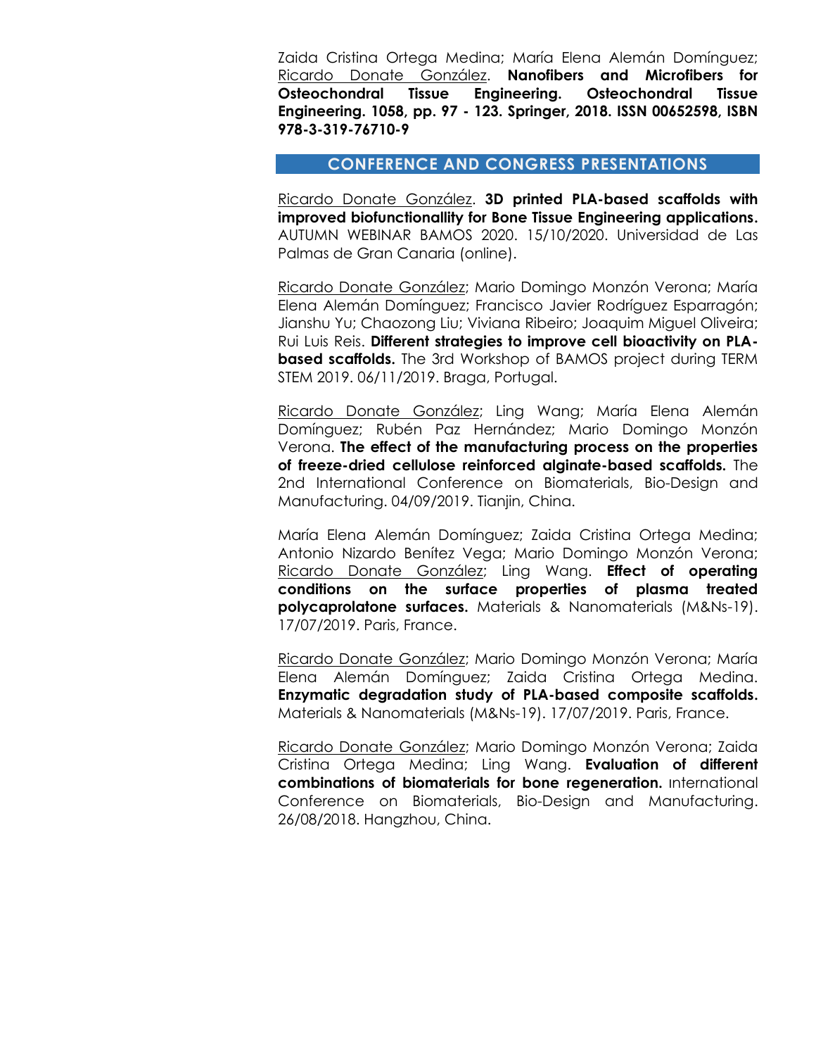Zaida Cristina Ortega Medina; María Elena Alemán Domínguez; Ricardo Donate González. **Nanofibers and Microfibers for Osteochondral Tissue Engineering. Osteochondral Tissue Engineering. 1058, pp. 97 - 123. Springer, 2018. ISSN 00652598, ISBN 978-3-319-76710-9**

## CONFERENCE AND CONGRESS PRESENTATIONS

Ricardo Donate González. **3D printed PLA-based scaffolds with improved biofunctionallity for Bone Tissue Engineering applications.** AUTUMN WEBINAR BAMOS 2020. 15/10/2020. Universidad de Las Palmas de Gran Canaria (online).

Ricardo Donate González; Mario Domingo Monzón Verona; María Elena Alemán Domínguez; Francisco Javier Rodríguez Esparragón; Jianshu Yu; Chaozong Liu; Viviana Ribeiro; Joaquim Miguel Oliveira; Rui Luis Reis. **Different strategies to improve cell bioactivity on PLA-based scaffolds.** The 3rd Workshop of BAMOS project during TERM STEM 2019. 06/11/2019. Braga, Portugal.

Ricardo Donate González; Ling Wang; María Elena Alemán Domínguez; Rubén Paz Hernández; Mario Domingo Monzón Verona. **The effect of the manufacturing process on the properties of freeze-dried cellulose reinforced alginate-based scaffolds.** The 2nd International Conference on Biomaterials, Bio-Design and Manufacturing. 04/09/2019. Tianjin, China.

María Elena Alemán Domínguez; Zaida Cristina Ortega Medina; Antonio Nizardo Benítez Vega; Mario Domingo Monzón Verona; Ricardo Donate González; Ling Wang. **Effect of operating conditions on the surface properties of plasma treated polycaprolatone surfaces.** Materials & Nanomaterials (M&Ns-19). 17/07/2019. Paris, France.

Ricardo Donate González; Mario Domingo Monzón Verona; María Elena Alemán Domínguez; Zaida Cristina Ortega Medina. **Enzymatic degradation study of PLA-based composite scaffolds.** Materials & Nanomaterials (M&Ns-19). 17/07/2019. Paris, France.

Ricardo Donate González; Mario Domingo Monzón Verona; Zaida Cristina Ortega Medina; Ling Wang. **Evaluation of different combinations of biomaterials for bone regeneration.** International Conference on Biomaterials, Bio-Design and Manufacturing. 26/08/2018. Hangzhou, China.